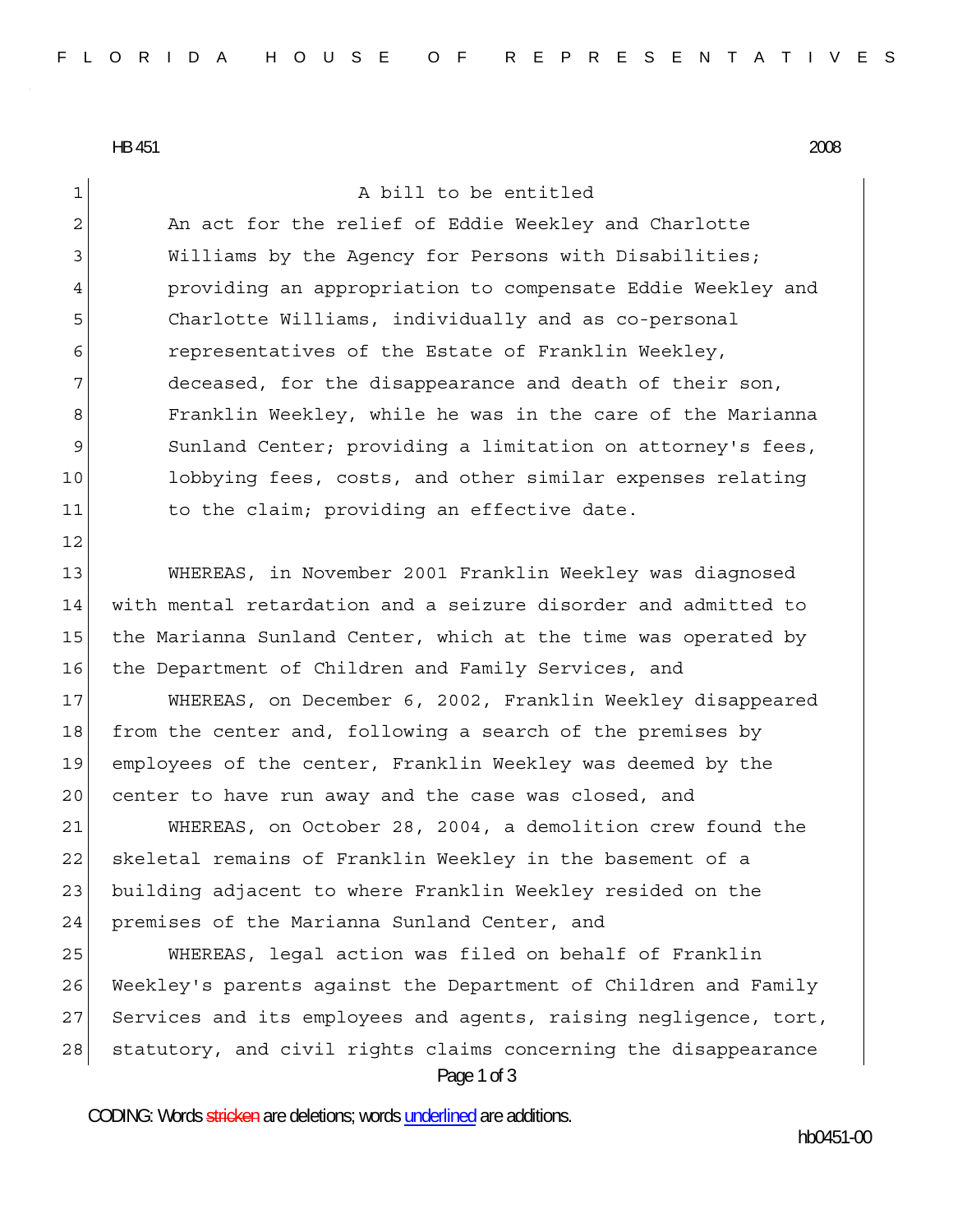HB 451 2008

A bill to be entitled

An act for the relief of Eddie Weekley and Charlotte Williams by the Agency for Persons with Disabilities; providing an appropriation to compensate Eddie Weekley and Charlotte Williams, individually and as co-personal representatives of the Estate of Franklin Weekley, deceased, for the disappearance and death of their son, Franklin Weekley, while he was in the care of the Marianna Sunland Center; providing a limitation on attorney's fees, lobbying fees, costs, and other similar expenses relating to the claim; providing an effective date.

WHEREAS, in November 2001 Franklin Weekley was diagnosed with mental retardation and a seizure disorder and admitted to the Marianna Sunland Center, which at the time was operated by the Department of Children and Family Services, and

WHEREAS, on December 6, 2002, Franklin Weekley disappeared from the center and, following a search of the premises by employees of the center, Franklin Weekley was deemed by the center to have run away and the case was closed, and

WHEREAS, on October 28, 2004, a demolition crew found the skeletal remains of Franklin Weekley in the basement of a building adjacent to where Franklin Weekley resided on the premises of the Marianna Sunland Center, and

WHEREAS, legal action was filed on behalf of Franklin Weekley's parents against the Department of Children and Family Services and its employees and agents, raising negligence, tort, statutory, and civil rights claims concerning the disappearance

CODING: Words stricken are deletions; words underlined are additions.

hb0451-00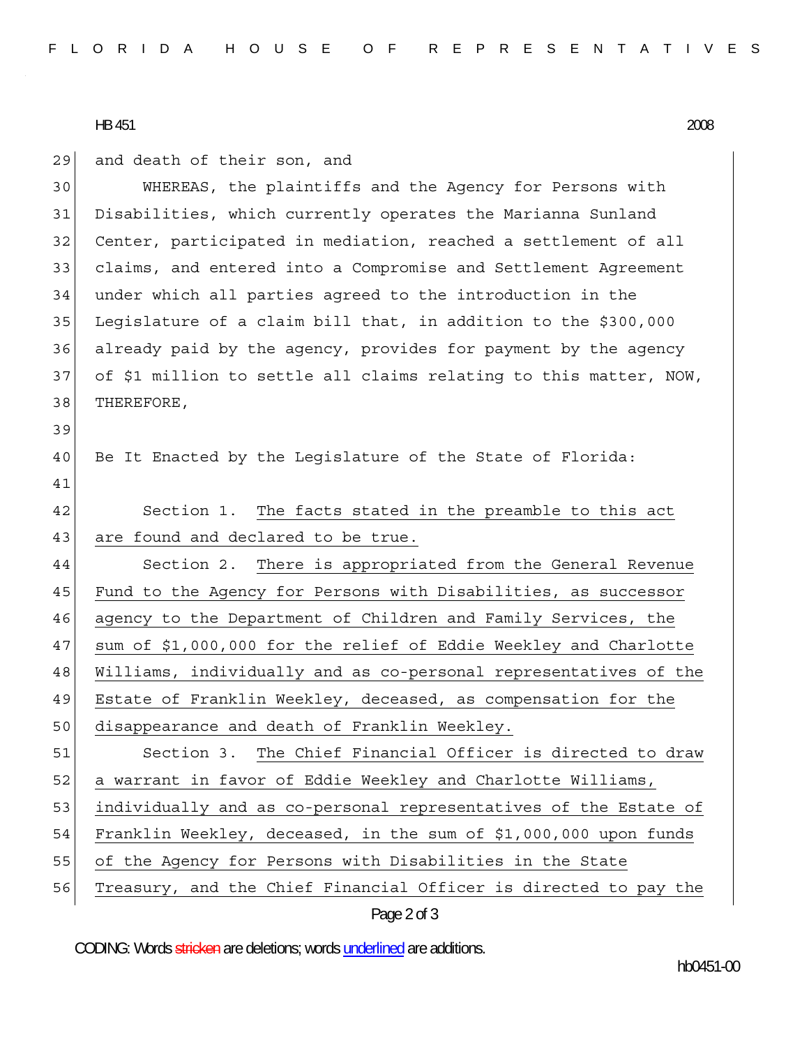and death of their son, and

WHEREAS, the plaintiffs and the Agency for Persons with Disabilities, which currently operates the Marianna Sunland Center, participated in mediation, reached a settlement of all claims, and entered into a Compromise and Settlement Agreement under which all parties agreed to the introduction in the Legislature of a claim bill that, in addition to the $300,000 already paid by the agency, provides for payment by the agency of $1 million to settle all claims relating to this matter, NOW, THEREFORE,

Be It Enacted by the Legislature of the State of Florida:

Section 1. The facts stated in the preamble to this act are found and declared to be true.

Section 2. There is appropriated from the General Revenue Fund to the Agency for Persons with Disabilities, as successor agency to the Department of Children and Family Services, the sum of $1,000,000 for the relief of Eddie Weekley and Charlotte Williams, individually and as co-personal representatives of the Estate of Franklin Weekley, deceased, as compensation for the disappearance and death of Franklin Weekley.

Section 3. The Chief Financial Officer is directed to draw a warrant in favor of Eddie Weekley and Charlotte Williams, individually and as co-personal representatives of the Estate of Franklin Weekley, deceased, in the sum of $1,000,000 upon funds of the Agency for Persons with Disabilities in the State Treasury, and the Chief Financial Officer is directed to pay the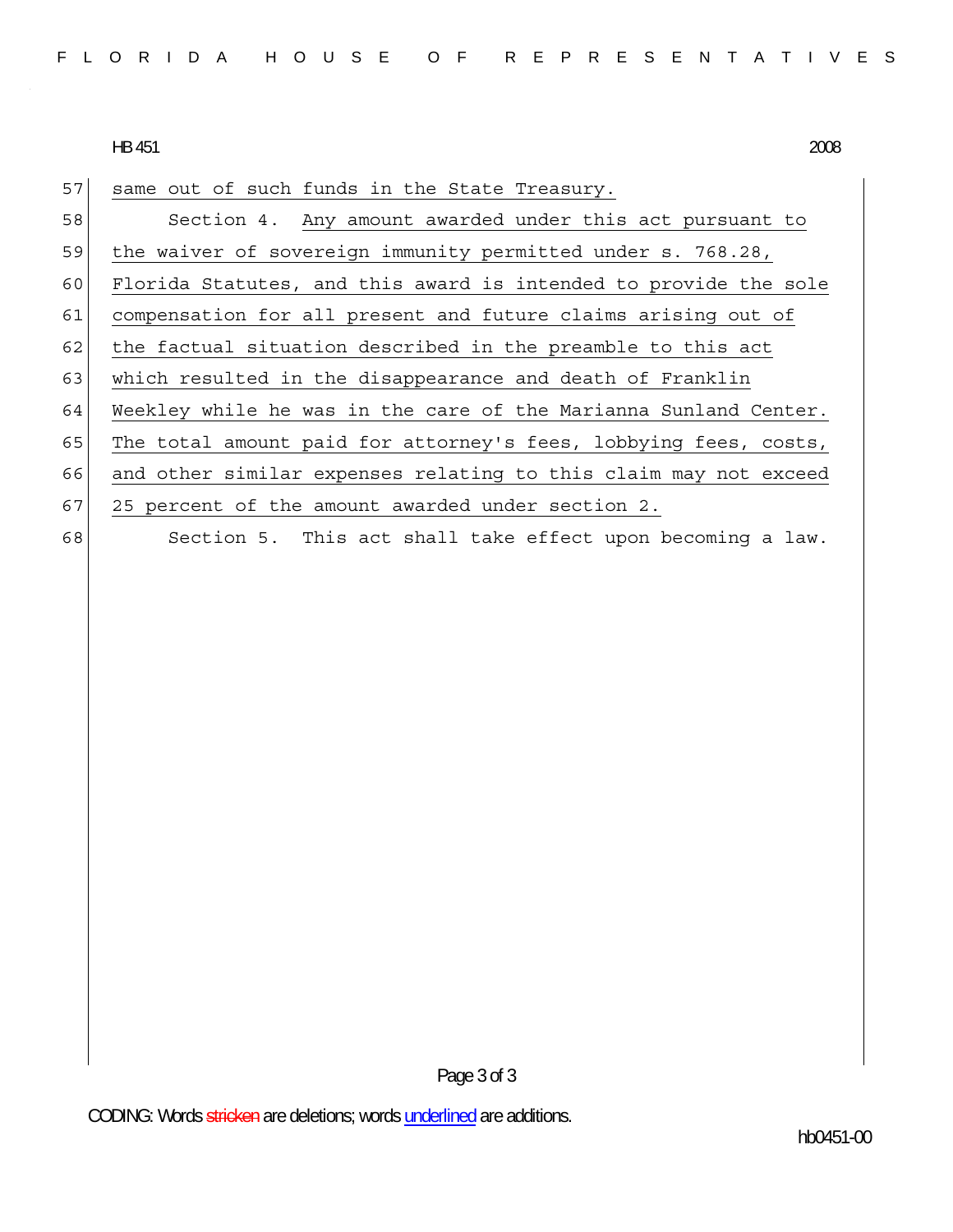same out of such funds in the State Treasury.

Section 4. Any amount awarded under this act pursuant to the waiver of sovereign immunity permitted under s. 768.28, Florida Statutes, and this award is intended to provide the sole compensation for all present and future claims arising out of the factual situation described in the preamble to this act which resulted in the disappearance and death of Franklin Weekley while he was in the care of the Marianna Sunland Center. The total amount paid for attorney's fees, lobbying fees, costs, and other similar expenses relating to this claim may not exceed 25 percent of the amount awarded under section 2.

Section 5. This act shall take effect upon becoming a law.